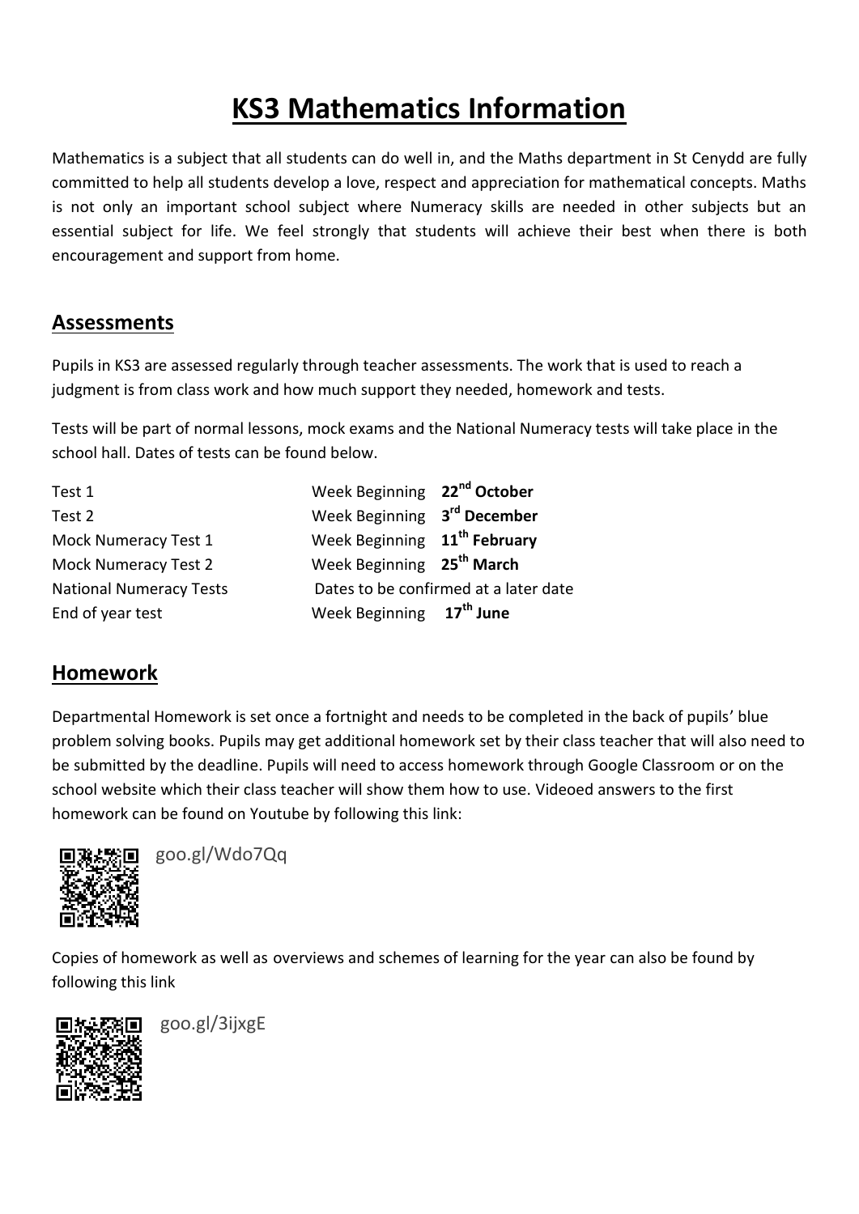# KS3 Mathematics Information

Mathematics is a subject that all students can do well in, and the Maths department in St Cenydd are fully committed to help all students develop a love, respect and appreciation for mathematical concepts. Maths is not only an important school subject where Numeracy skills are needed in other subjects but an essential subject for life. We feel strongly that students will achieve their best when there is both encouragement and support from home.

## Assessments

Pupils in KS3 are assessed regularly through teacher assessments. The work that is used to reach a judgment is from class work and how much support they needed, homework and tests.

Tests will be part of normal lessons, mock exams and the National Numeracy tests will take place in the school hall. Dates of tests can be found below.

| | |
|---|---|
| Test 1 | Week Beginning **22nd October** |
| Test 2 | Week Beginning **3rd December** |
| Mock Numeracy Test 1 | Week Beginning **11th February** |
| Mock Numeracy Test 2 | Week Beginning **25th March** |
| National Numeracy Tests | Dates to be confirmed at a later date |
| End of year test | Week Beginning **17th June** |

## Homework

Departmental Homework is set once a fortnight and needs to be completed in the back of pupils' blue problem solving books. Pupils may get additional homework set by their class teacher that will also need to be submitted by the deadline. Pupils will need to access homework through Google Classroom or on the school website which their class teacher will show them how to use. Videoed answers to the first homework can be found on Youtube by following this link:

goo.gl/Wdo7Qq

Copies of homework as well as overviews and schemes of learning for the year can also be found by following this link

goo.gl/3ijxgE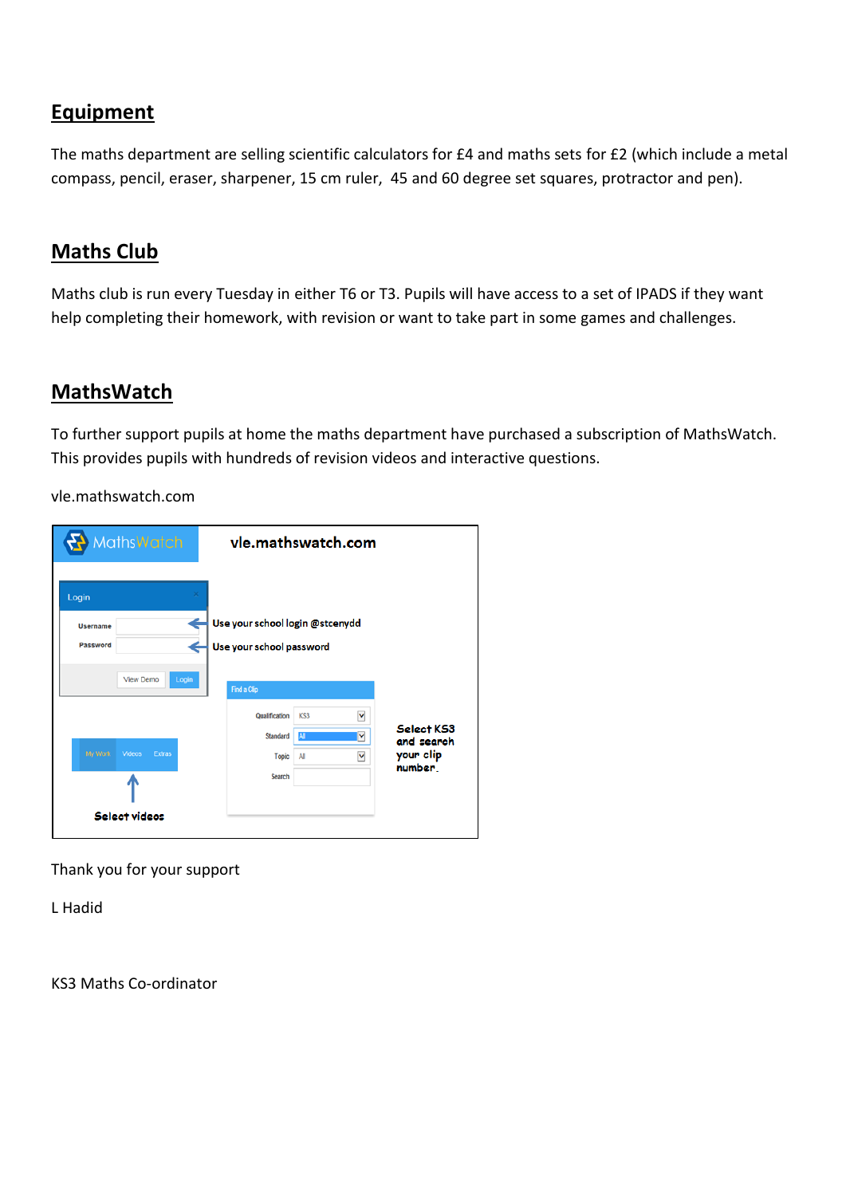## Equipment

The maths department are selling scientific calculators for £4 and maths sets for £2 (which include a metal compass, pencil, eraser, sharpener, 15 cm ruler, 45 and 60 degree set squares, protractor and pen).

## Maths Club

Maths club is run every Tuesday in either T6 or T3. Pupils will have access to a set of IPADS if they want help completing their homework, with revision or want to take part in some games and challenges.

## MathsWatch

To further support pupils at home the maths department have purchased a subscription of MathsWatch. This provides pupils with hundreds of revision videos and interactive questions.

vle.mathswatch.com

MathsWatch

vle.mathswatch.com

Login

Username

Password

View Demo Login

Use your school login @stcenydd

Use your school password

Find a Clip

Qualification KS3

Standard All

Topic All

Search

Select KS3 and search your clip number.

My Work Videos Extras

Select videos

Thank you for your support

L Hadid

KS3 Maths Co-ordinator